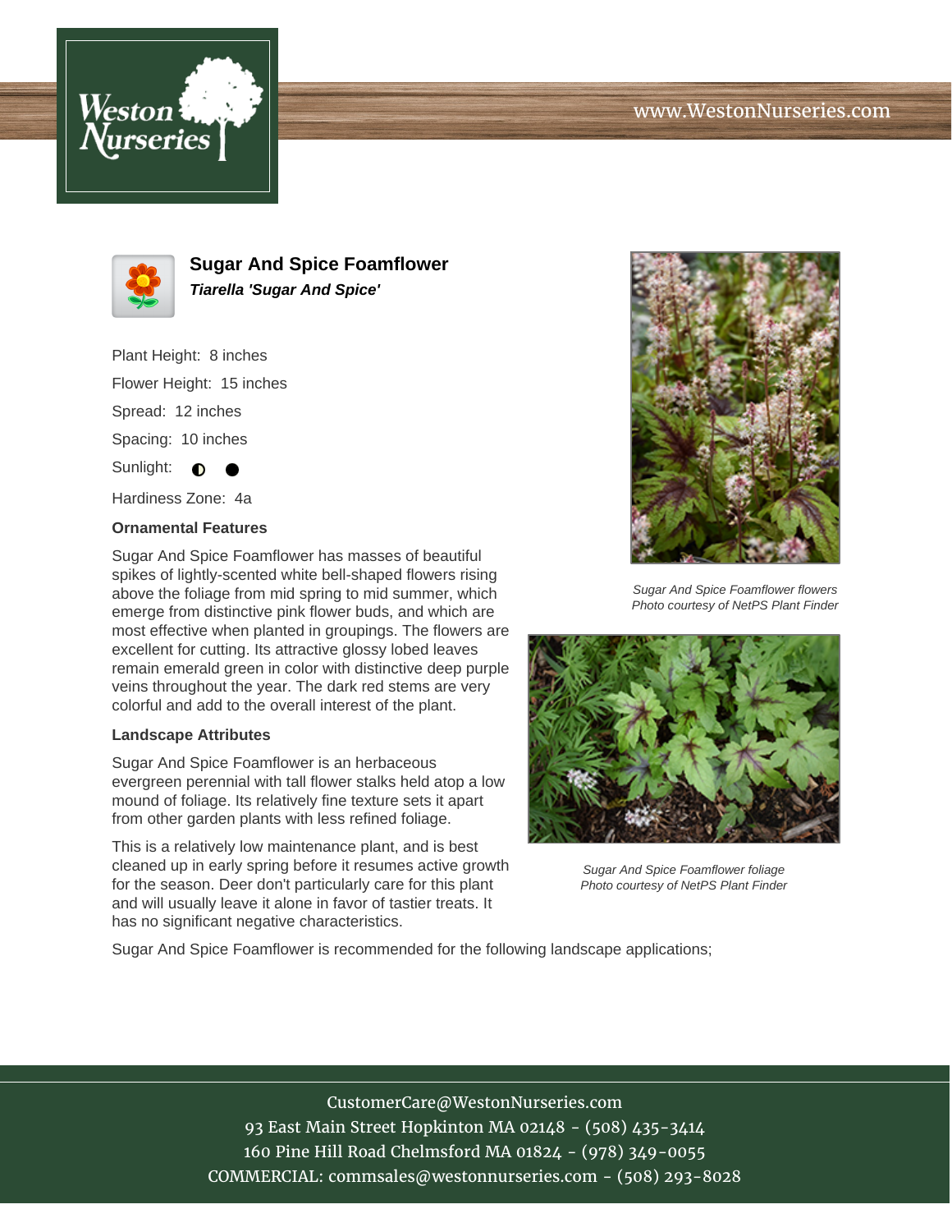# Sugar And Spice Foamflower

***Tiarella 'Sugar And Spice'***

Plant Height: 8 inches

Flower Height: 15 inches

Spread: 12 inches

Spacing: 10 inches

Sunlight: ◐ ●

Hardiness Zone: 4a

### Ornamental Features

Sugar And Spice Foamflower has masses of beautiful spikes of lightly-scented white bell-shaped flowers rising above the foliage from mid spring to mid summer, which emerge from distinctive pink flower buds, and which are most effective when planted in groupings. The flowers are excellent for cutting. Its attractive glossy lobed leaves remain emerald green in color with distinctive deep purple veins throughout the year. The dark red stems are very colorful and add to the overall interest of the plant.

### Landscape Attributes

Sugar And Spice Foamflower is an herbaceous evergreen perennial with tall flower stalks held atop a low mound of foliage. Its relatively fine texture sets it apart from other garden plants with less refined foliage.

This is a relatively low maintenance plant, and is best cleaned up in early spring before it resumes active growth for the season. Deer don't particularly care for this plant and will usually leave it alone in favor of tastier treats. It has no significant negative characteristics.

Sugar And Spice Foamflower is recommended for the following landscape applications;

*Sugar And Spice Foamflower flowers*
*Photo courtesy of NetPS Plant Finder*

*Sugar And Spice Foamflower foliage*
*Photo courtesy of NetPS Plant Finder*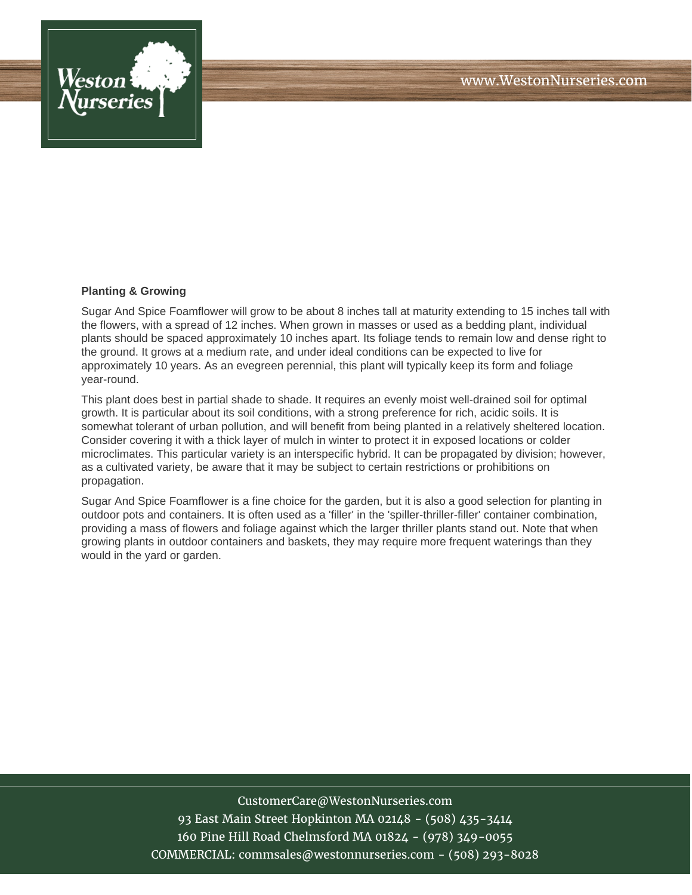**Planting & Growing**

Sugar And Spice Foamflower will grow to be about 8 inches tall at maturity extending to 15 inches tall with the flowers, with a spread of 12 inches. When grown in masses or used as a bedding plant, individual plants should be spaced approximately 10 inches apart. Its foliage tends to remain low and dense right to the ground. It grows at a medium rate, and under ideal conditions can be expected to live for approximately 10 years. As an evegreen perennial, this plant will typically keep its form and foliage year-round.

This plant does best in partial shade to shade. It requires an evenly moist well-drained soil for optimal growth. It is particular about its soil conditions, with a strong preference for rich, acidic soils. It is somewhat tolerant of urban pollution, and will benefit from being planted in a relatively sheltered location. Consider covering it with a thick layer of mulch in winter to protect it in exposed locations or colder microclimates. This particular variety is an interspecific hybrid. It can be propagated by division; however, as a cultivated variety, be aware that it may be subject to certain restrictions or prohibitions on propagation.

Sugar And Spice Foamflower is a fine choice for the garden, but it is also a good selection for planting in outdoor pots and containers. It is often used as a 'filler' in the 'spiller-thriller-filler' container combination, providing a mass of flowers and foliage against which the larger thriller plants stand out. Note that when growing plants in outdoor containers and baskets, they may require more frequent waterings than they would in the yard or garden.